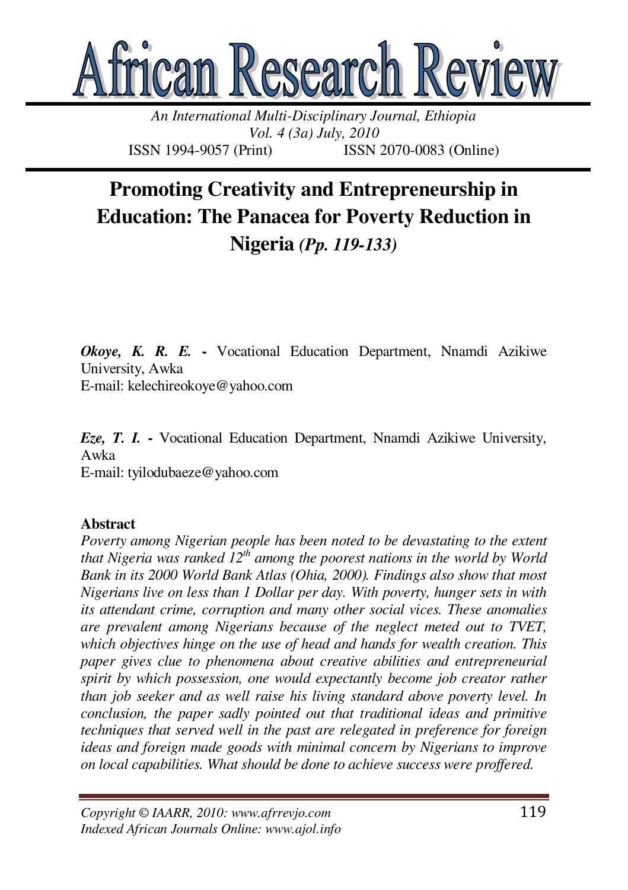# Promoting Creativity and Entrepreneurship in Education: The Panacea for Poverty Reduction in Nigeria *(Pp. 119-133)*

***Okoye, K. R. E.*** **-** Vocational Education Department, Nnamdi Azikiwe University, Awka
E-mail: kelechireokoye@yahoo.com

***Eze, T. I.*** **-** Vocational Education Department, Nnamdi Azikiwe University, Awka
E-mail: tyilodubaeze@yahoo.com

## Abstract

*Poverty among Nigerian people has been noted to be devastating to the extent that Nigeria was ranked 12th among the poorest nations in the world by World Bank in its 2000 World Bank Atlas (Ohia, 2000). Findings also show that most Nigerians live on less than 1 Dollar per day. With poverty, hunger sets in with its attendant crime, corruption and many other social vices. These anomalies are prevalent among Nigerians because of the neglect meted out to TVET, which objectives hinge on the use of head and hands for wealth creation. This paper gives clue to phenomena about creative abilities and entrepreneurial spirit by which possession, one would expectantly become job creator rather than job seeker and as well raise his living standard above poverty level. In conclusion, the paper sadly pointed out that traditional ideas and primitive techniques that served well in the past are relegated in preference for foreign ideas and foreign made goods with minimal concern by Nigerians to improve on local capabilities. What should be done to achieve success were proffered.*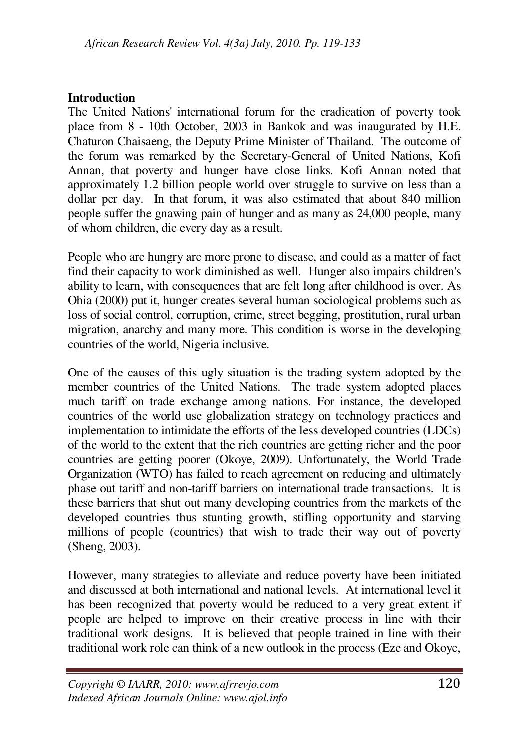## Introduction

The United Nations' international forum for the eradication of poverty took place from 8 - 10th October, 2003 in Bankok and was inaugurated by H.E. Chaturon Chaisaeng, the Deputy Prime Minister of Thailand. The outcome of the forum was remarked by the Secretary-General of United Nations, Kofi Annan, that poverty and hunger have close links. Kofi Annan noted that approximately 1.2 billion people world over struggle to survive on less than a dollar per day. In that forum, it was also estimated that about 840 million people suffer the gnawing pain of hunger and as many as 24,000 people, many of whom children, die every day as a result.

People who are hungry are more prone to disease, and could as a matter of fact find their capacity to work diminished as well. Hunger also impairs children's ability to learn, with consequences that are felt long after childhood is over. As Ohia (2000) put it, hunger creates several human sociological problems such as loss of social control, corruption, crime, street begging, prostitution, rural urban migration, anarchy and many more. This condition is worse in the developing countries of the world, Nigeria inclusive.

One of the causes of this ugly situation is the trading system adopted by the member countries of the United Nations. The trade system adopted places much tariff on trade exchange among nations. For instance, the developed countries of the world use globalization strategy on technology practices and implementation to intimidate the efforts of the less developed countries (LDCs) of the world to the extent that the rich countries are getting richer and the poor countries are getting poorer (Okoye, 2009). Unfortunately, the World Trade Organization (WTO) has failed to reach agreement on reducing and ultimately phase out tariff and non-tariff barriers on international trade transactions. It is these barriers that shut out many developing countries from the markets of the developed countries thus stunting growth, stifling opportunity and starving millions of people (countries) that wish to trade their way out of poverty (Sheng, 2003).

However, many strategies to alleviate and reduce poverty have been initiated and discussed at both international and national levels. At international level it has been recognized that poverty would be reduced to a very great extent if people are helped to improve on their creative process in line with their traditional work designs. It is believed that people trained in line with their traditional work role can think of a new outlook in the process (Eze and Okoye,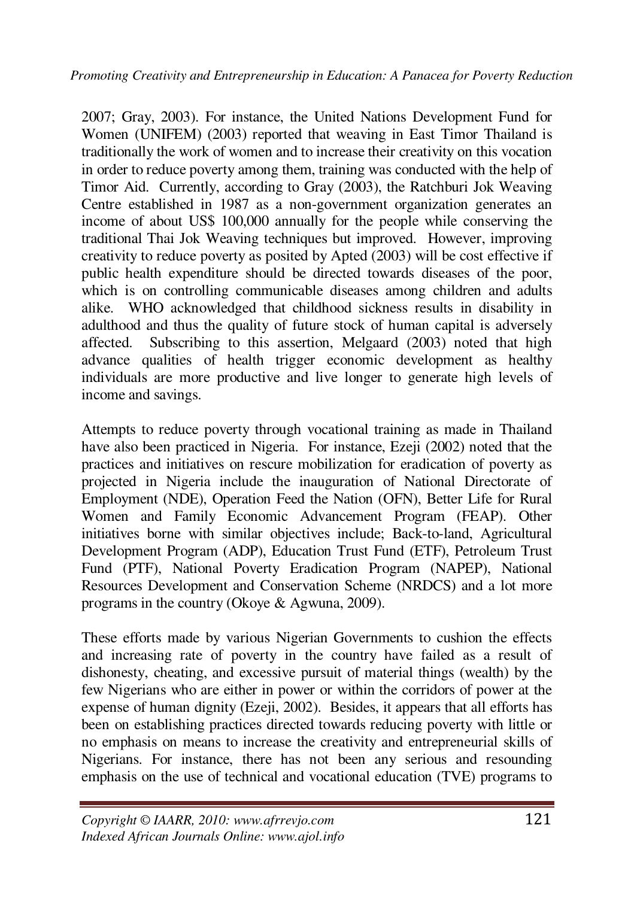2007; Gray, 2003). For instance, the United Nations Development Fund for Women (UNIFEM) (2003) reported that weaving in East Timor Thailand is traditionally the work of women and to increase their creativity on this vocation in order to reduce poverty among them, training was conducted with the help of Timor Aid. Currently, according to Gray (2003), the Ratchburi Jok Weaving Centre established in 1987 as a non-government organization generates an income of about US$ 100,000 annually for the people while conserving the traditional Thai Jok Weaving techniques but improved. However, improving creativity to reduce poverty as posited by Apted (2003) will be cost effective if public health expenditure should be directed towards diseases of the poor, which is on controlling communicable diseases among children and adults alike. WHO acknowledged that childhood sickness results in disability in adulthood and thus the quality of future stock of human capital is adversely affected. Subscribing to this assertion, Melgaard (2003) noted that high advance qualities of health trigger economic development as healthy individuals are more productive and live longer to generate high levels of income and savings.

Attempts to reduce poverty through vocational training as made in Thailand have also been practiced in Nigeria. For instance, Ezeji (2002) noted that the practices and initiatives on rescure mobilization for eradication of poverty as projected in Nigeria include the inauguration of National Directorate of Employment (NDE), Operation Feed the Nation (OFN), Better Life for Rural Women and Family Economic Advancement Program (FEAP). Other initiatives borne with similar objectives include; Back-to-land, Agricultural Development Program (ADP), Education Trust Fund (ETF), Petroleum Trust Fund (PTF), National Poverty Eradication Program (NAPEP), National Resources Development and Conservation Scheme (NRDCS) and a lot more programs in the country (Okoye & Agwuna, 2009).

These efforts made by various Nigerian Governments to cushion the effects and increasing rate of poverty in the country have failed as a result of dishonesty, cheating, and excessive pursuit of material things (wealth) by the few Nigerians who are either in power or within the corridors of power at the expense of human dignity (Ezeji, 2002). Besides, it appears that all efforts has been on establishing practices directed towards reducing poverty with little or no emphasis on means to increase the creativity and entrepreneurial skills of Nigerians. For instance, there has not been any serious and resounding emphasis on the use of technical and vocational education (TVE) programs to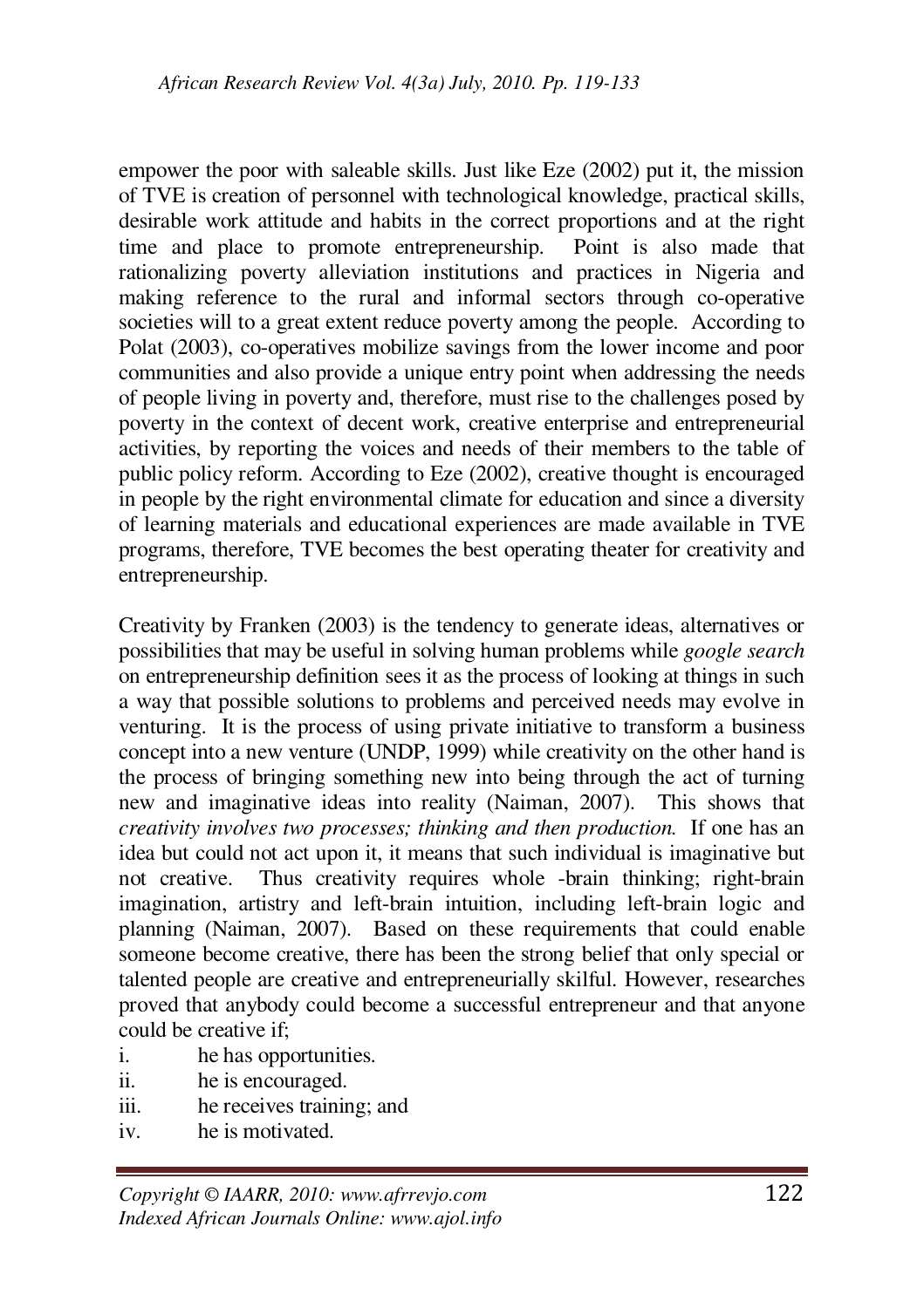empower the poor with saleable skills. Just like Eze (2002) put it, the mission of TVE is creation of personnel with technological knowledge, practical skills, desirable work attitude and habits in the correct proportions and at the right time and place to promote entrepreneurship. Point is also made that rationalizing poverty alleviation institutions and practices in Nigeria and making reference to the rural and informal sectors through co-operative societies will to a great extent reduce poverty among the people. According to Polat (2003), co-operatives mobilize savings from the lower income and poor communities and also provide a unique entry point when addressing the needs of people living in poverty and, therefore, must rise to the challenges posed by poverty in the context of decent work, creative enterprise and entrepreneurial activities, by reporting the voices and needs of their members to the table of public policy reform. According to Eze (2002), creative thought is encouraged in people by the right environmental climate for education and since a diversity of learning materials and educational experiences are made available in TVE programs, therefore, TVE becomes the best operating theater for creativity and entrepreneurship.

Creativity by Franken (2003) is the tendency to generate ideas, alternatives or possibilities that may be useful in solving human problems while *google search* on entrepreneurship definition sees it as the process of looking at things in such a way that possible solutions to problems and perceived needs may evolve in venturing. It is the process of using private initiative to transform a business concept into a new venture (UNDP, 1999) while creativity on the other hand is the process of bringing something new into being through the act of turning new and imaginative ideas into reality (Naiman, 2007). This shows that *creativity involves two processes; thinking and then production.* If one has an idea but could not act upon it, it means that such individual is imaginative but not creative. Thus creativity requires whole -brain thinking; right-brain imagination, artistry and left-brain intuition, including left-brain logic and planning (Naiman, 2007). Based on these requirements that could enable someone become creative, there has been the strong belief that only special or talented people are creative and entrepreneurially skilful. However, researches proved that anybody could become a successful entrepreneur and that anyone could be creative if;

i. he has opportunities.
ii. he is encouraged.
iii. he receives training; and
iv. he is motivated.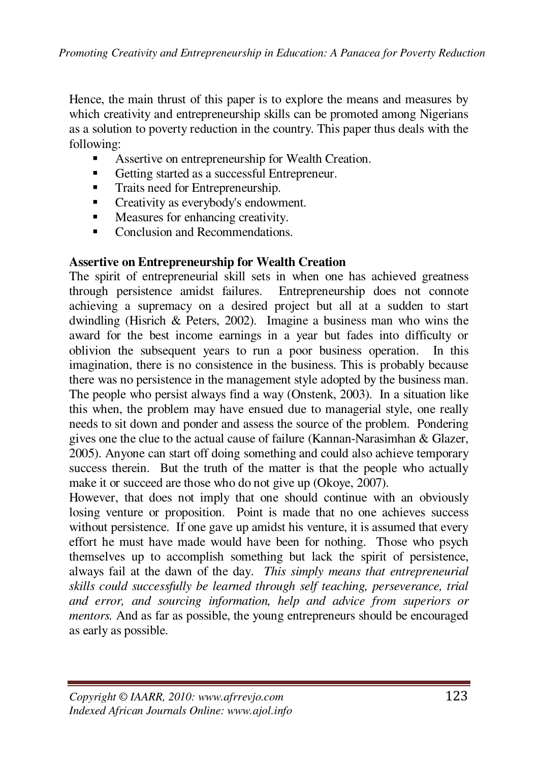Hence, the main thrust of this paper is to explore the means and measures by which creativity and entrepreneurship skills can be promoted among Nigerians as a solution to poverty reduction in the country. This paper thus deals with the following:

- Assertive on entrepreneurship for Wealth Creation.
- Getting started as a successful Entrepreneur.
- Traits need for Entrepreneurship.
- Creativity as everybody's endowment.
- Measures for enhancing creativity.
- Conclusion and Recommendations.

**Assertive on Entrepreneurship for Wealth Creation**

The spirit of entrepreneurial skill sets in when one has achieved greatness through persistence amidst failures. Entrepreneurship does not connote achieving a supremacy on a desired project but all at a sudden to start dwindling (Hisrich & Peters, 2002). Imagine a business man who wins the award for the best income earnings in a year but fades into difficulty or oblivion the subsequent years to run a poor business operation. In this imagination, there is no consistence in the business. This is probably because there was no persistence in the management style adopted by the business man. The people who persist always find a way (Onstenk, 2003). In a situation like this when, the problem may have ensued due to managerial style, one really needs to sit down and ponder and assess the source of the problem. Pondering gives one the clue to the actual cause of failure (Kannan-Narasimhan & Glazer, 2005). Anyone can start off doing something and could also achieve temporary success therein. But the truth of the matter is that the people who actually make it or succeed are those who do not give up (Okoye, 2007).

However, that does not imply that one should continue with an obviously losing venture or proposition. Point is made that no one achieves success without persistence. If one gave up amidst his venture, it is assumed that every effort he must have made would have been for nothing. Those who psych themselves up to accomplish something but lack the spirit of persistence, always fail at the dawn of the day. *This simply means that entrepreneurial skills could successfully be learned through self teaching, perseverance, trial and error, and sourcing information, help and advice from superiors or mentors.* And as far as possible, the young entrepreneurs should be encouraged as early as possible.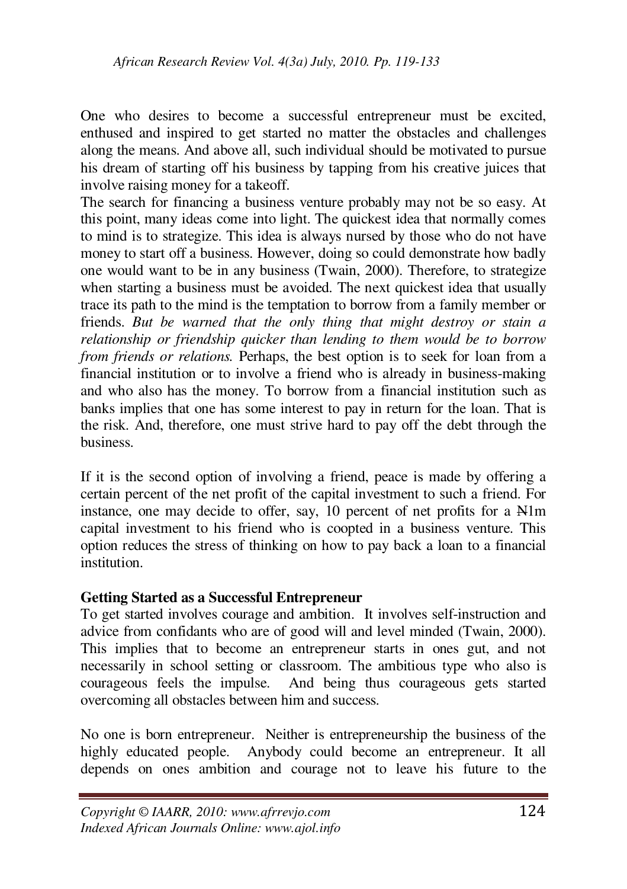One who desires to become a successful entrepreneur must be excited, enthused and inspired to get started no matter the obstacles and challenges along the means. And above all, such individual should be motivated to pursue his dream of starting off his business by tapping from his creative juices that involve raising money for a takeoff.

The search for financing a business venture probably may not be so easy. At this point, many ideas come into light. The quickest idea that normally comes to mind is to strategize. This idea is always nursed by those who do not have money to start off a business. However, doing so could demonstrate how badly one would want to be in any business (Twain, 2000). Therefore, to strategize when starting a business must be avoided. The next quickest idea that usually trace its path to the mind is the temptation to borrow from a family member or friends. *But be warned that the only thing that might destroy or stain a relationship or friendship quicker than lending to them would be to borrow from friends or relations.* Perhaps, the best option is to seek for loan from a financial institution or to involve a friend who is already in business-making and who also has the money. To borrow from a financial institution such as banks implies that one has some interest to pay in return for the loan. That is the risk. And, therefore, one must strive hard to pay off the debt through the business.

If it is the second option of involving a friend, peace is made by offering a certain percent of the net profit of the capital investment to such a friend. For instance, one may decide to offer, say, 10 percent of net profits for a ₦1m capital investment to his friend who is coopted in a business venture. This option reduces the stress of thinking on how to pay back a loan to a financial institution.

## Getting Started as a Successful Entrepreneur

To get started involves courage and ambition. It involves self-instruction and advice from confidants who are of good will and level minded (Twain, 2000). This implies that to become an entrepreneur starts in ones gut, and not necessarily in school setting or classroom. The ambitious type who also is courageous feels the impulse. And being thus courageous gets started overcoming all obstacles between him and success.

No one is born entrepreneur. Neither is entrepreneurship the business of the highly educated people. Anybody could become an entrepreneur. It all depends on ones ambition and courage not to leave his future to the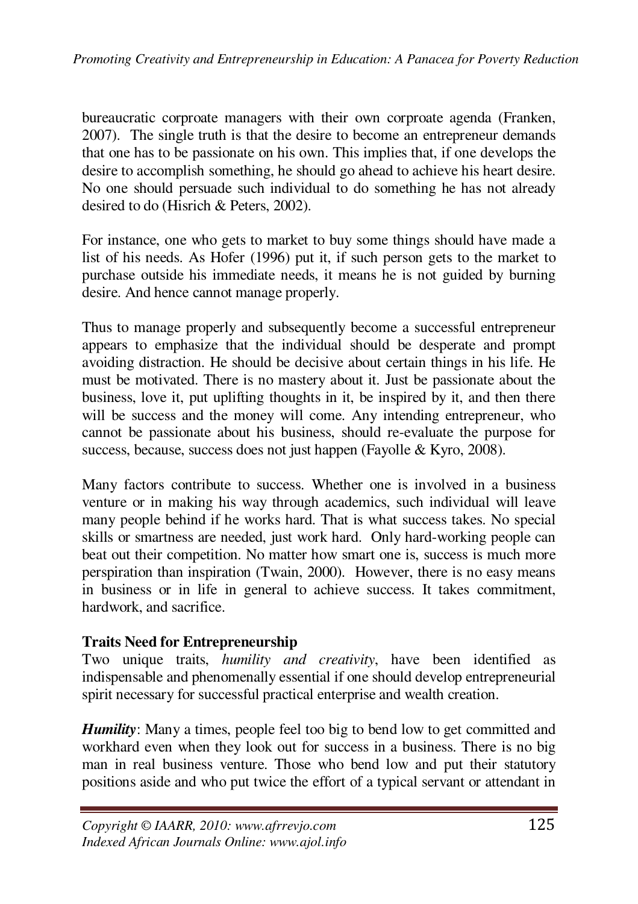bureaucratic corproate managers with their own corproate agenda (Franken, 2007). The single truth is that the desire to become an entrepreneur demands that one has to be passionate on his own. This implies that, if one develops the desire to accomplish something, he should go ahead to achieve his heart desire. No one should persuade such individual to do something he has not already desired to do (Hisrich & Peters, 2002).

For instance, one who gets to market to buy some things should have made a list of his needs. As Hofer (1996) put it, if such person gets to the market to purchase outside his immediate needs, it means he is not guided by burning desire. And hence cannot manage properly.

Thus to manage properly and subsequently become a successful entrepreneur appears to emphasize that the individual should be desperate and prompt avoiding distraction. He should be decisive about certain things in his life. He must be motivated. There is no mastery about it. Just be passionate about the business, love it, put uplifting thoughts in it, be inspired by it, and then there will be success and the money will come. Any intending entrepreneur, who cannot be passionate about his business, should re-evaluate the purpose for success, because, success does not just happen (Fayolle & Kyro, 2008).

Many factors contribute to success. Whether one is involved in a business venture or in making his way through academics, such individual will leave many people behind if he works hard. That is what success takes. No special skills or smartness are needed, just work hard. Only hard-working people can beat out their competition. No matter how smart one is, success is much more perspiration than inspiration (Twain, 2000). However, there is no easy means in business or in life in general to achieve success. It takes commitment, hardwork, and sacrifice.

**Traits Need for Entrepreneurship**

Two unique traits, *humility and creativity*, have been identified as indispensable and phenomenally essential if one should develop entrepreneurial spirit necessary for successful practical enterprise and wealth creation.

***Humility***: Many a times, people feel too big to bend low to get committed and workhard even when they look out for success in a business. There is no big man in real business venture. Those who bend low and put their statutory positions aside and who put twice the effort of a typical servant or attendant in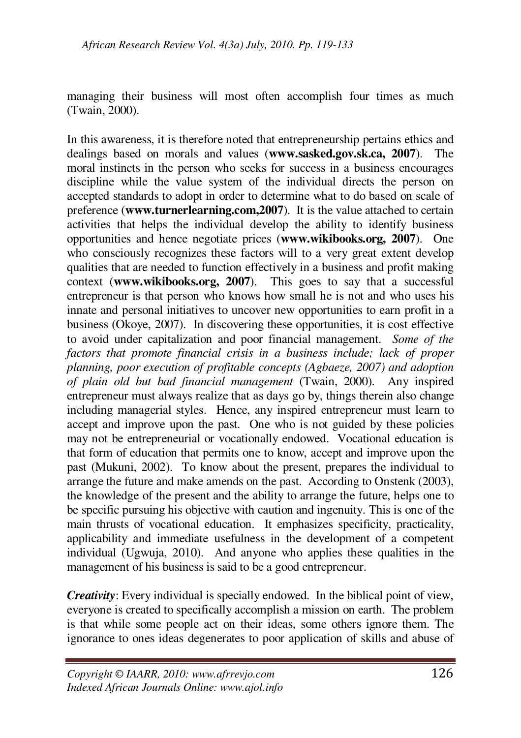managing their business will most often accomplish four times as much (Twain, 2000).

In this awareness, it is therefore noted that entrepreneurship pertains ethics and dealings based on morals and values (**www.sasked.gov.sk.ca, 2007**). The moral instincts in the person who seeks for success in a business encourages discipline while the value system of the individual directs the person on accepted standards to adopt in order to determine what to do based on scale of preference (**www.turnerlearning.com,2007**). It is the value attached to certain activities that helps the individual develop the ability to identify business opportunities and hence negotiate prices (**www.wikibooks.org, 2007**). One who consciously recognizes these factors will to a very great extent develop qualities that are needed to function effectively in a business and profit making context (**www.wikibooks.org, 2007**). This goes to say that a successful entrepreneur is that person who knows how small he is not and who uses his innate and personal initiatives to uncover new opportunities to earn profit in a business (Okoye, 2007). In discovering these opportunities, it is cost effective to avoid under capitalization and poor financial management. *Some of the factors that promote financial crisis in a business include; lack of proper planning, poor execution of profitable concepts (Agbaeze, 2007) and adoption of plain old but bad financial management* (Twain, 2000). Any inspired entrepreneur must always realize that as days go by, things therein also change including managerial styles. Hence, any inspired entrepreneur must learn to accept and improve upon the past. One who is not guided by these policies may not be entrepreneurial or vocationally endowed. Vocational education is that form of education that permits one to know, accept and improve upon the past (Mukuni, 2002). To know about the present, prepares the individual to arrange the future and make amends on the past. According to Onstenk (2003), the knowledge of the present and the ability to arrange the future, helps one to be specific pursuing his objective with caution and ingenuity. This is one of the main thrusts of vocational education. It emphasizes specificity, practicality, applicability and immediate usefulness in the development of a competent individual (Ugwuja, 2010). And anyone who applies these qualities in the management of his business is said to be a good entrepreneur.

***Creativity***: Every individual is specially endowed. In the biblical point of view, everyone is created to specifically accomplish a mission on earth. The problem is that while some people act on their ideas, some others ignore them. The ignorance to ones ideas degenerates to poor application of skills and abuse of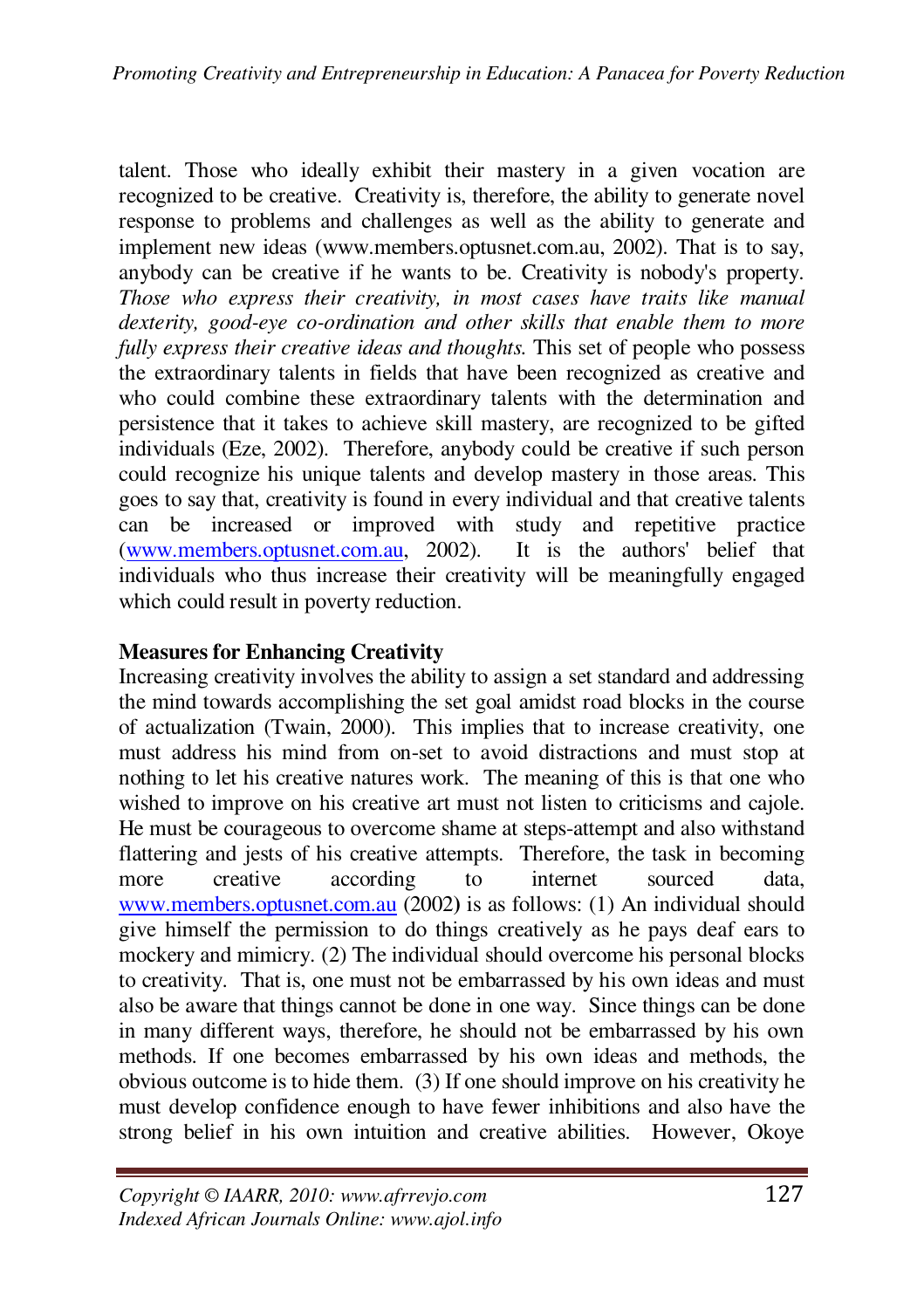talent. Those who ideally exhibit their mastery in a given vocation are recognized to be creative. Creativity is, therefore, the ability to generate novel response to problems and challenges as well as the ability to generate and implement new ideas (www.members.optusnet.com.au, 2002). That is to say, anybody can be creative if he wants to be. Creativity is nobody's property. *Those who express their creativity, in most cases have traits like manual dexterity, good-eye co-ordination and other skills that enable them to more fully express their creative ideas and thoughts.* This set of people who possess the extraordinary talents in fields that have been recognized as creative and who could combine these extraordinary talents with the determination and persistence that it takes to achieve skill mastery, are recognized to be gifted individuals (Eze, 2002). Therefore, anybody could be creative if such person could recognize his unique talents and develop mastery in those areas. This goes to say that, creativity is found in every individual and that creative talents can be increased or improved with study and repetitive practice (www.members.optusnet.com.au, 2002). It is the authors' belief that individuals who thus increase their creativity will be meaningfully engaged which could result in poverty reduction.

**Measures for Enhancing Creativity**

Increasing creativity involves the ability to assign a set standard and addressing the mind towards accomplishing the set goal amidst road blocks in the course of actualization (Twain, 2000). This implies that to increase creativity, one must address his mind from on-set to avoid distractions and must stop at nothing to let his creative natures work. The meaning of this is that one who wished to improve on his creative art must not listen to criticisms and cajole. He must be courageous to overcome shame at steps-attempt and also withstand flattering and jests of his creative attempts. Therefore, the task in becoming more creative according to internet sourced data, www.members.optusnet.com.au (2002) is as follows: (1) An individual should give himself the permission to do things creatively as he pays deaf ears to mockery and mimicry. (2) The individual should overcome his personal blocks to creativity. That is, one must not be embarrassed by his own ideas and must also be aware that things cannot be done in one way. Since things can be done in many different ways, therefore, he should not be embarrassed by his own methods. If one becomes embarrassed by his own ideas and methods, the obvious outcome is to hide them. (3) If one should improve on his creativity he must develop confidence enough to have fewer inhibitions and also have the strong belief in his own intuition and creative abilities. However, Okoye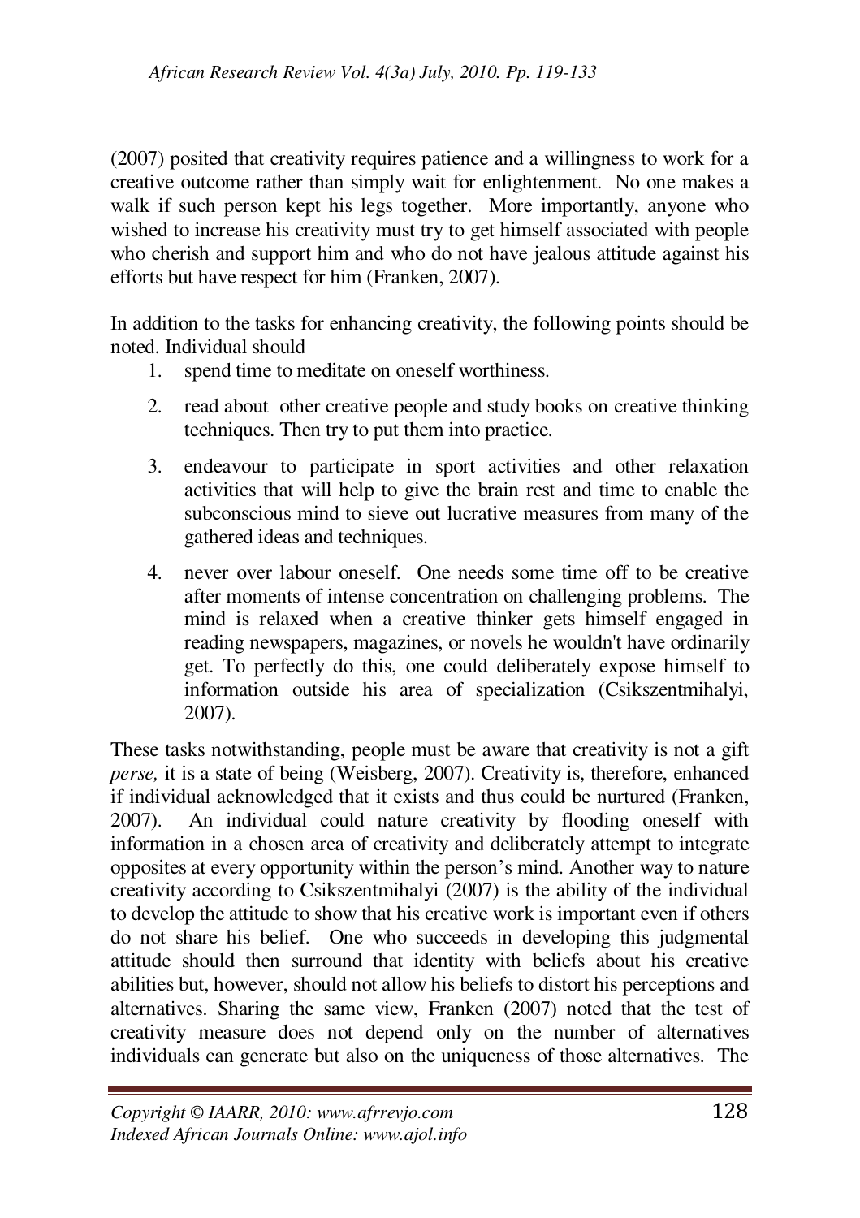(2007) posited that creativity requires patience and a willingness to work for a creative outcome rather than simply wait for enlightenment. No one makes a walk if such person kept his legs together. More importantly, anyone who wished to increase his creativity must try to get himself associated with people who cherish and support him and who do not have jealous attitude against his efforts but have respect for him (Franken, 2007).

In addition to the tasks for enhancing creativity, the following points should be noted. Individual should

1. spend time to meditate on oneself worthiness.
2. read about other creative people and study books on creative thinking techniques. Then try to put them into practice.
3. endeavour to participate in sport activities and other relaxation activities that will help to give the brain rest and time to enable the subconscious mind to sieve out lucrative measures from many of the gathered ideas and techniques.
4. never over labour oneself. One needs some time off to be creative after moments of intense concentration on challenging problems. The mind is relaxed when a creative thinker gets himself engaged in reading newspapers, magazines, or novels he wouldn't have ordinarily get. To perfectly do this, one could deliberately expose himself to information outside his area of specialization (Csikszentmihalyi, 2007).

These tasks notwithstanding, people must be aware that creativity is not a gift *perse,* it is a state of being (Weisberg, 2007). Creativity is, therefore, enhanced if individual acknowledged that it exists and thus could be nurtured (Franken, 2007). An individual could nature creativity by flooding oneself with information in a chosen area of creativity and deliberately attempt to integrate opposites at every opportunity within the person's mind. Another way to nature creativity according to Csikszentmihalyi (2007) is the ability of the individual to develop the attitude to show that his creative work is important even if others do not share his belief. One who succeeds in developing this judgmental attitude should then surround that identity with beliefs about his creative abilities but, however, should not allow his beliefs to distort his perceptions and alternatives. Sharing the same view, Franken (2007) noted that the test of creativity measure does not depend only on the number of alternatives individuals can generate but also on the uniqueness of those alternatives. The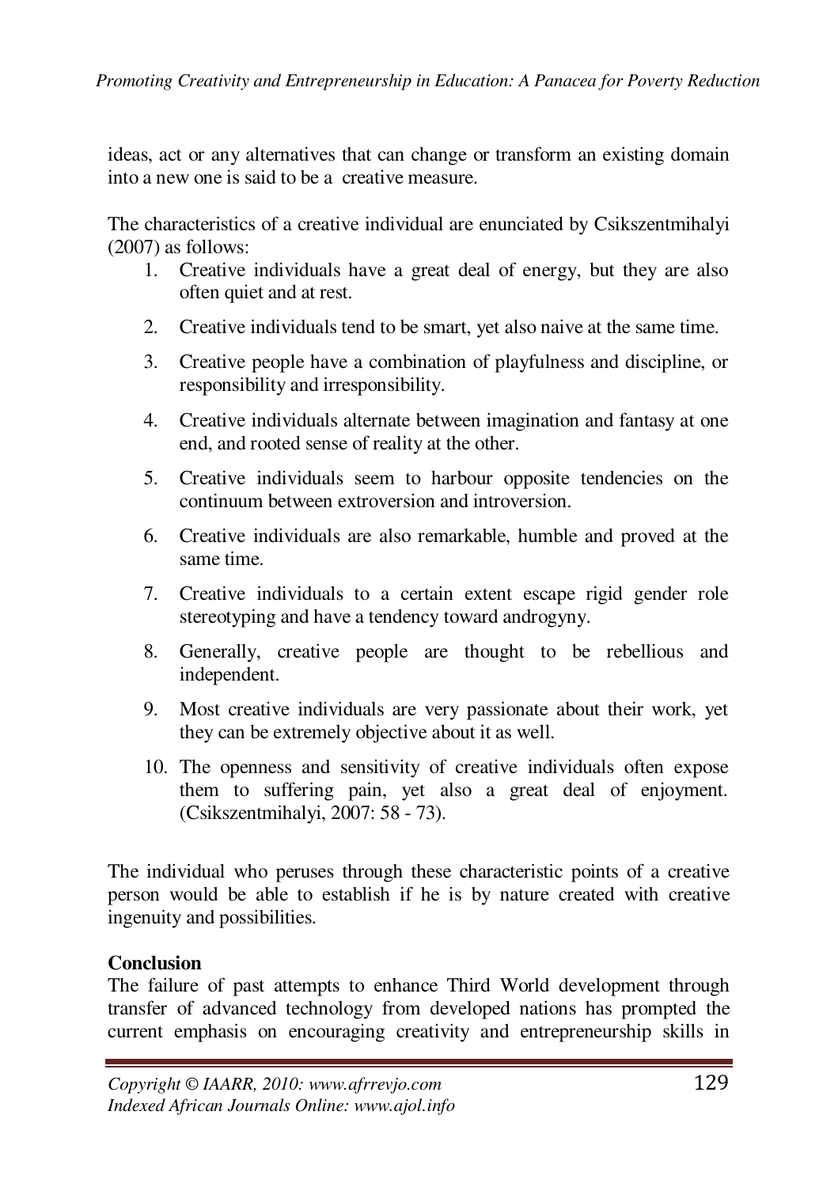ideas, act or any alternatives that can change or transform an existing domain into a new one is said to be a creative measure.

The characteristics of a creative individual are enunciated by Csikszentmihalyi (2007) as follows:

1. Creative individuals have a great deal of energy, but they are also often quiet and at rest.
2. Creative individuals tend to be smart, yet also naive at the same time.
3. Creative people have a combination of playfulness and discipline, or responsibility and irresponsibility.
4. Creative individuals alternate between imagination and fantasy at one end, and rooted sense of reality at the other.
5. Creative individuals seem to harbour opposite tendencies on the continuum between extroversion and introversion.
6. Creative individuals are also remarkable, humble and proved at the same time.
7. Creative individuals to a certain extent escape rigid gender role stereotyping and have a tendency toward androgyny.
8. Generally, creative people are thought to be rebellious and independent.
9. Most creative individuals are very passionate about their work, yet they can be extremely objective about it as well.
10. The openness and sensitivity of creative individuals often expose them to suffering pain, yet also a great deal of enjoyment. (Csikszentmihalyi, 2007: 58 - 73).

The individual who peruses through these characteristic points of a creative person would be able to establish if he is by nature created with creative ingenuity and possibilities.

**Conclusion**

The failure of past attempts to enhance Third World development through transfer of advanced technology from developed nations has prompted the current emphasis on encouraging creativity and entrepreneurship skills in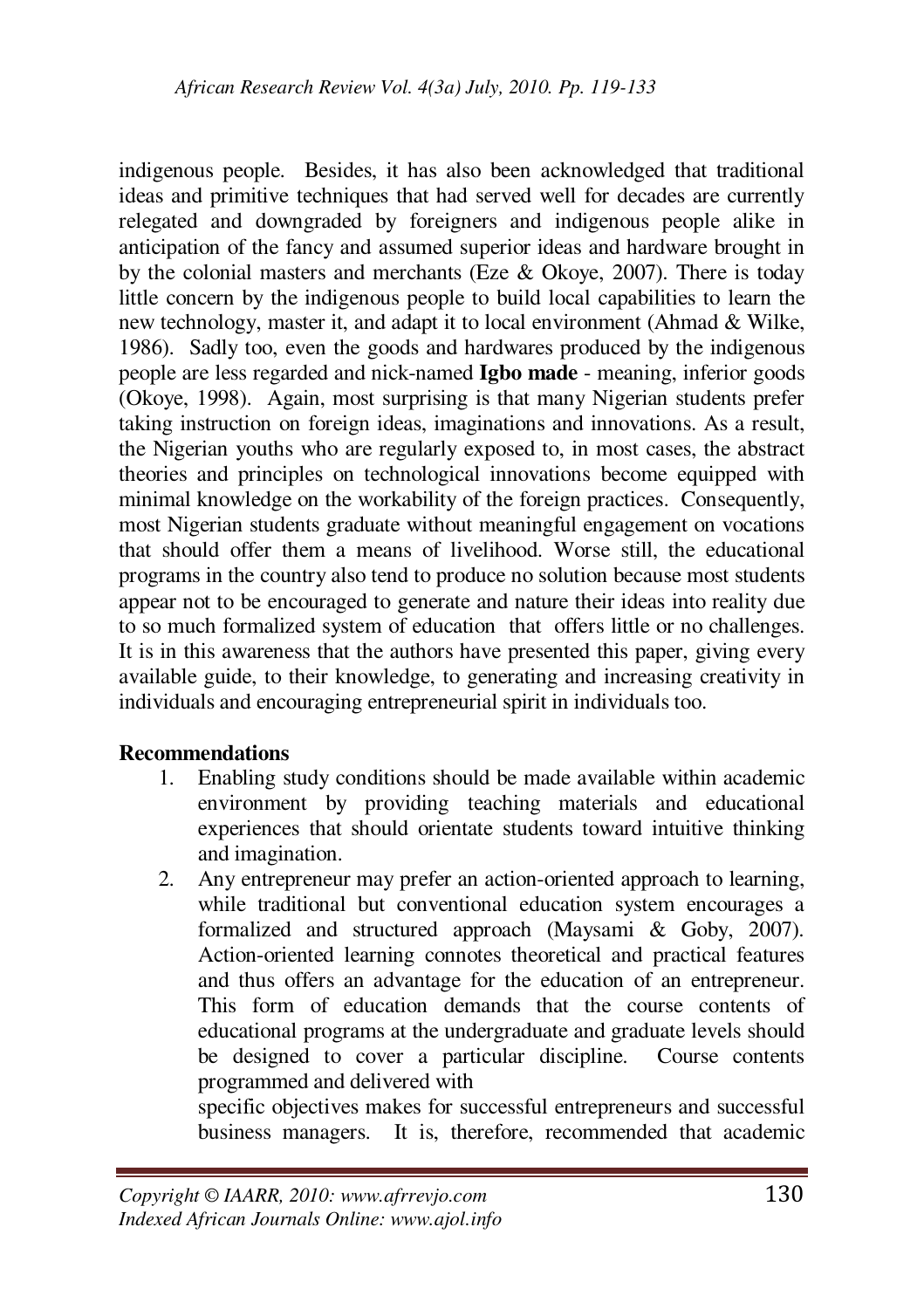indigenous people. Besides, it has also been acknowledged that traditional ideas and primitive techniques that had served well for decades are currently relegated and downgraded by foreigners and indigenous people alike in anticipation of the fancy and assumed superior ideas and hardware brought in by the colonial masters and merchants (Eze & Okoye, 2007). There is today little concern by the indigenous people to build local capabilities to learn the new technology, master it, and adapt it to local environment (Ahmad & Wilke, 1986). Sadly too, even the goods and hardwares produced by the indigenous people are less regarded and nick-named **Igbo made** - meaning, inferior goods (Okoye, 1998). Again, most surprising is that many Nigerian students prefer taking instruction on foreign ideas, imaginations and innovations. As a result, the Nigerian youths who are regularly exposed to, in most cases, the abstract theories and principles on technological innovations become equipped with minimal knowledge on the workability of the foreign practices. Consequently, most Nigerian students graduate without meaningful engagement on vocations that should offer them a means of livelihood. Worse still, the educational programs in the country also tend to produce no solution because most students appear not to be encouraged to generate and nature their ideas into reality due to so much formalized system of education that offers little or no challenges. It is in this awareness that the authors have presented this paper, giving every available guide, to their knowledge, to generating and increasing creativity in individuals and encouraging entrepreneurial spirit in individuals too.

**Recommendations**

1. Enabling study conditions should be made available within academic environment by providing teaching materials and educational experiences that should orientate students toward intuitive thinking and imagination.
2. Any entrepreneur may prefer an action-oriented approach to learning, while traditional but conventional education system encourages a formalized and structured approach (Maysami & Goby, 2007). Action-oriented learning connotes theoretical and practical features and thus offers an advantage for the education of an entrepreneur. This form of education demands that the course contents of educational programs at the undergraduate and graduate levels should be designed to cover a particular discipline. Course contents programmed and delivered with specific objectives makes for successful entrepreneurs and successful business managers. It is, therefore, recommended that academic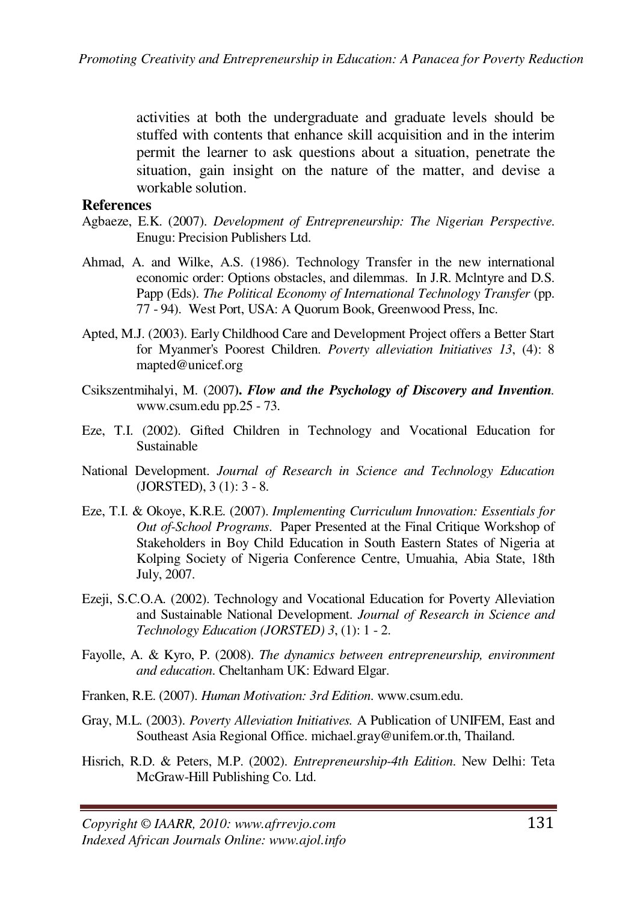activities at both the undergraduate and graduate levels should be stuffed with contents that enhance skill acquisition and in the interim permit the learner to ask questions about a situation, penetrate the situation, gain insight on the nature of the matter, and devise a workable solution.

## References

Agbaeze, E.K. (2007). *Development of Entrepreneurship: The Nigerian Perspective.* Enugu: Precision Publishers Ltd.

Ahmad, A. and Wilke, A.S. (1986). Technology Transfer in the new international economic order: Options obstacles, and dilemmas. In J.R. Mclntyre and D.S. Papp (Eds). *The Political Economy of International Technology Transfer* (pp. 77 - 94). West Port, USA: A Quorum Book, Greenwood Press, Inc.

Apted, M.J. (2003). Early Childhood Care and Development Project offers a Better Start for Myanmer's Poorest Children. *Poverty alleviation Initiatives 13*, (4): 8 mapted@unicef.org

Csikszentmihalyi, M. (2007**). *Flow and the Psychology of Discovery and Invention*.** www.csum.edu pp.25 - 73.

Eze, T.I. (2002). Gifted Children in Technology and Vocational Education for Sustainable

National Development. *Journal of Research in Science and Technology Education* (JORSTED), 3 (1): 3 - 8.

Eze, T.I. & Okoye, K.R.E. (2007). *Implementing Curriculum Innovation: Essentials for Out of-School Programs.* Paper Presented at the Final Critique Workshop of Stakeholders in Boy Child Education in South Eastern States of Nigeria at Kolping Society of Nigeria Conference Centre, Umuahia, Abia State, 18th July, 2007.

Ezeji, S.C.O.A. (2002). Technology and Vocational Education for Poverty Alleviation and Sustainable National Development. *Journal of Research in Science and Technology Education (JORSTED) 3*, (1): 1 - 2.

Fayolle, A. & Kyro, P. (2008). *The dynamics between entrepreneurship, environment and education.* Cheltanham UK: Edward Elgar.

Franken, R.E. (2007). *Human Motivation: 3rd Edition.* www.csum.edu.

Gray, M.L. (2003). *Poverty Alleviation Initiatives.* A Publication of UNIFEM, East and Southeast Asia Regional Office. michael.gray@unifem.or.th, Thailand.

Hisrich, R.D. & Peters, M.P. (2002). *Entrepreneurship-4th Edition.* New Delhi: Teta McGraw-Hill Publishing Co. Ltd.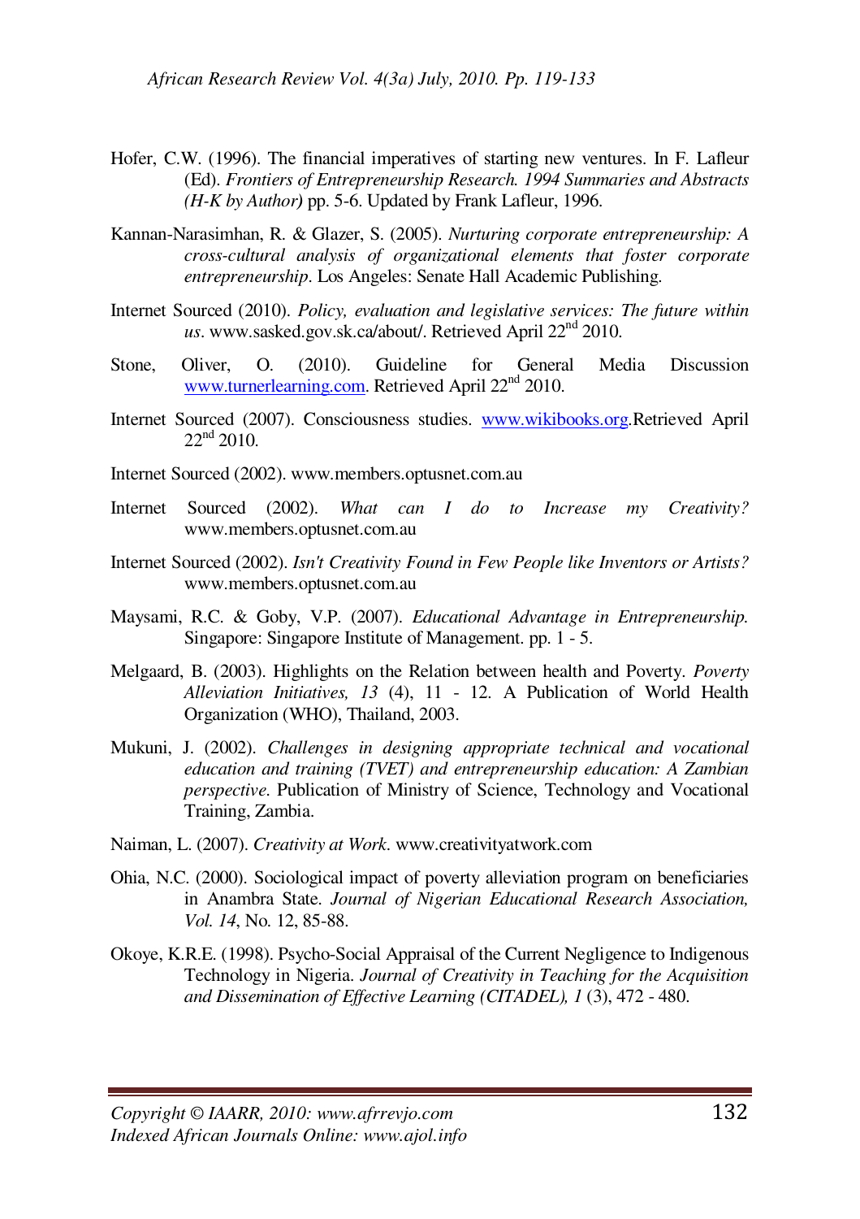Hofer, C.W. (1996). The financial imperatives of starting new ventures. In F. Lafleur (Ed). *Frontiers of Entrepreneurship Research. 1994 Summaries and Abstracts (H-K by Author)* pp. 5-6. Updated by Frank Lafleur, 1996.

Kannan-Narasimhan, R. & Glazer, S. (2005). *Nurturing corporate entrepreneurship: A cross-cultural analysis of organizational elements that foster corporate entrepreneurship*. Los Angeles: Senate Hall Academic Publishing.

Internet Sourced (2010). *Policy, evaluation and legislative services: The future within us*. www.sasked.gov.sk.ca/about/. Retrieved April 22nd 2010.

Stone, Oliver, O. (2010). Guideline for General Media Discussion www.turnerlearning.com. Retrieved April 22nd 2010.

Internet Sourced (2007). Consciousness studies. www.wikibooks.org.Retrieved April 22nd 2010.

Internet Sourced (2002). www.members.optusnet.com.au

Internet Sourced (2002). *What can I do to Increase my Creativity?* www.members.optusnet.com.au

Internet Sourced (2002). *Isn't Creativity Found in Few People like Inventors or Artists?* www.members.optusnet.com.au

Maysami, R.C. & Goby, V.P. (2007). *Educational Advantage in Entrepreneurship.* Singapore: Singapore Institute of Management. pp. 1 - 5.

Melgaard, B. (2003). Highlights on the Relation between health and Poverty. *Poverty Alleviation Initiatives, 13* (4), 11 - 12. A Publication of World Health Organization (WHO), Thailand, 2003.

Mukuni, J. (2002). *Challenges in designing appropriate technical and vocational education and training (TVET) and entrepreneurship education: A Zambian perspective.* Publication of Ministry of Science, Technology and Vocational Training, Zambia.

Naiman, L. (2007). *Creativity at Work.* www.creativityatwork.com

Ohia, N.C. (2000). Sociological impact of poverty alleviation program on beneficiaries in Anambra State. *Journal of Nigerian Educational Research Association, Vol. 14*, No. 12, 85-88.

Okoye, K.R.E. (1998). Psycho-Social Appraisal of the Current Negligence to Indigenous Technology in Nigeria. *Journal of Creativity in Teaching for the Acquisition and Dissemination of Effective Learning (CITADEL), 1* (3), 472 - 480.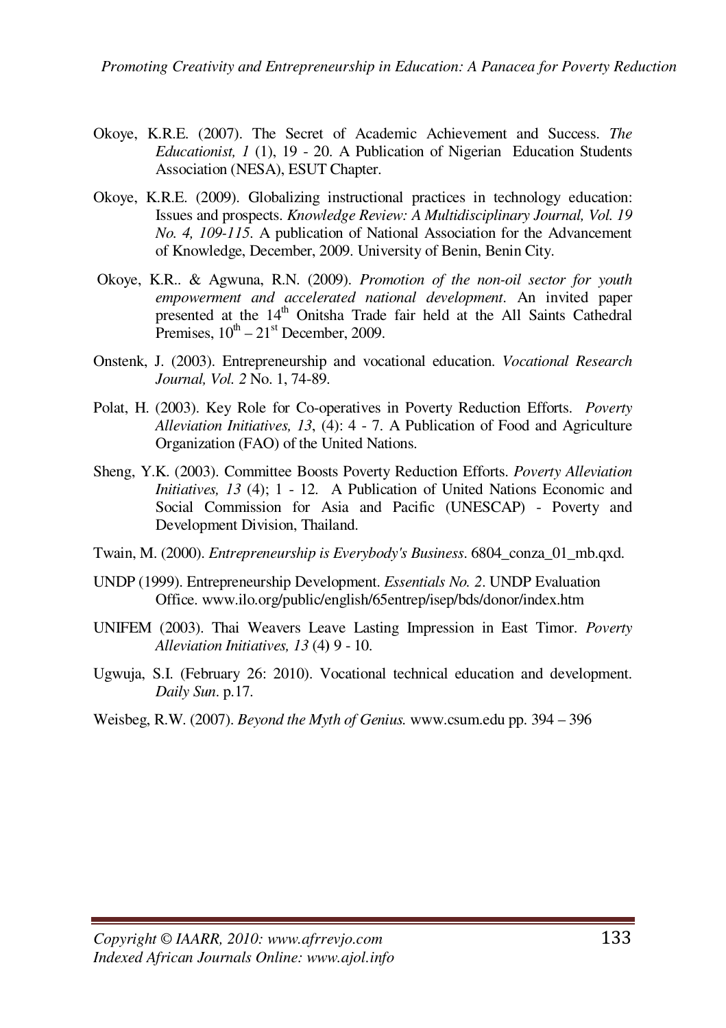Okoye, K.R.E. (2007). The Secret of Academic Achievement and Success. *The Educationist, 1* (1), 19 - 20. A Publication of Nigerian Education Students Association (NESA), ESUT Chapter.

Okoye, K.R.E. (2009). Globalizing instructional practices in technology education: Issues and prospects. *Knowledge Review: A Multidisciplinary Journal, Vol. 19 No. 4, 109-115*. A publication of National Association for the Advancement of Knowledge, December, 2009. University of Benin, Benin City.

Okoye, K.R.. & Agwuna, R.N. (2009). *Promotion of the non-oil sector for youth empowerment and accelerated national development*. An invited paper presented at the 14th Onitsha Trade fair held at the All Saints Cathedral Premises, 10th – 21st December, 2009.

Onstenk, J. (2003). Entrepreneurship and vocational education. *Vocational Research Journal, Vol. 2* No. 1, 74-89.

Polat, H. (2003). Key Role for Co-operatives in Poverty Reduction Efforts. *Poverty Alleviation Initiatives, 13*, (4): 4 - 7. A Publication of Food and Agriculture Organization (FAO) of the United Nations.

Sheng, Y.K. (2003). Committee Boosts Poverty Reduction Efforts. *Poverty Alleviation Initiatives, 13* (4); 1 - 12. A Publication of United Nations Economic and Social Commission for Asia and Pacific (UNESCAP) - Poverty and Development Division, Thailand.

Twain, M. (2000). *Entrepreneurship is Everybody's Business*. 6804_conza_01_mb.qxd.

UNDP (1999). Entrepreneurship Development. *Essentials No. 2*. UNDP Evaluation Office. www.ilo.org/public/english/65entrep/isep/bds/donor/index.htm

UNIFEM (2003). Thai Weavers Leave Lasting Impression in East Timor. *Poverty Alleviation Initiatives, 13* (4) 9 - 10.

Ugwuja, S.I. (February 26: 2010). Vocational technical education and development. *Daily Sun*. p.17.

Weisbeg, R.W. (2007). *Beyond the Myth of Genius.* www.csum.edu pp. 394 – 396